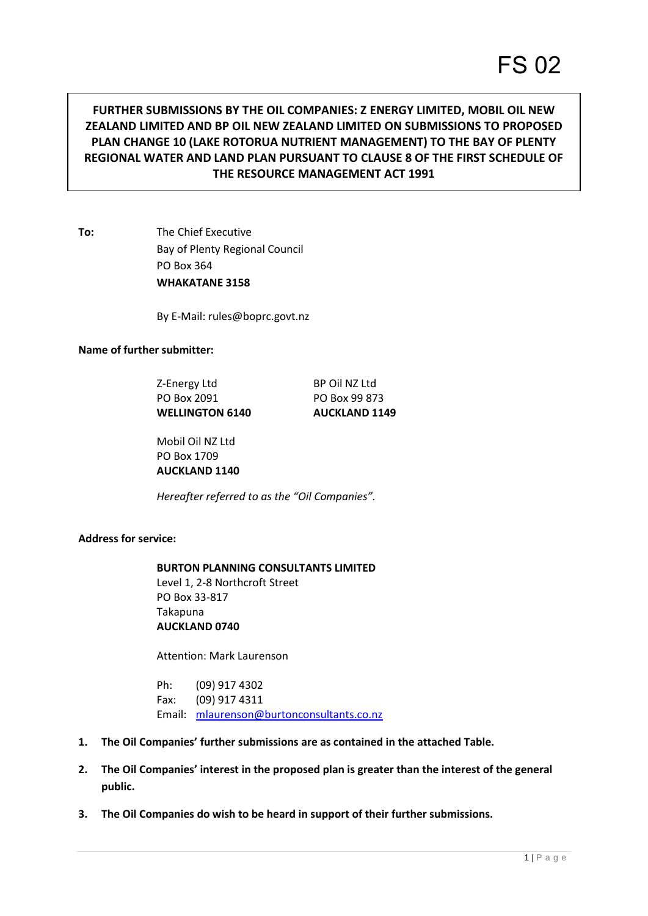FS 02

**FURTHER SUBMISSIONS BY THE OIL COMPANIES: Z ENERGY LIMITED, MOBIL OIL NEW ZEALAND LIMITED AND BP OIL NEW ZEALAND LIMITED ON SUBMISSIONS TO PROPOSED PLAN CHANGE 10 (LAKE ROTORUA NUTRIENT MANAGEMENT) TO THE BAY OF PLENTY REGIONAL WATER AND LAND PLAN PURSUANT TO CLAUSE 8 OF THE FIRST SCHEDULE OF THE RESOURCE MANAGEMENT ACT 1991**

**To:** The Chief Executive
Bay of Plenty Regional Council
PO Box 364
**WHAKATANE 3158**

By E-Mail: rules@boprc.govt.nz

**Name of further submitter:**

Z-Energy Ltd
PO Box 2091
**WELLINGTON 6140**

BP Oil NZ Ltd
PO Box 99 873
**AUCKLAND 1149**

Mobil Oil NZ Ltd
PO Box 1709
**AUCKLAND 1140**

*Hereafter referred to as the "Oil Companies".*

**Address for service:**

**BURTON PLANNING CONSULTANTS LIMITED**
Level 1, 2-8 Northcroft Street
PO Box 33-817
Takapuna
**AUCKLAND 0740**

Attention: Mark Laurenson

Ph: (09) 917 4302
Fax: (09) 917 4311
Email: mlaurenson@burtonconsultants.co.nz

1. **The Oil Companies' further submissions are as contained in the attached Table.**
2. **The Oil Companies' interest in the proposed plan is greater than the interest of the general public.**
3. **The Oil Companies do wish to be heard in support of their further submissions.**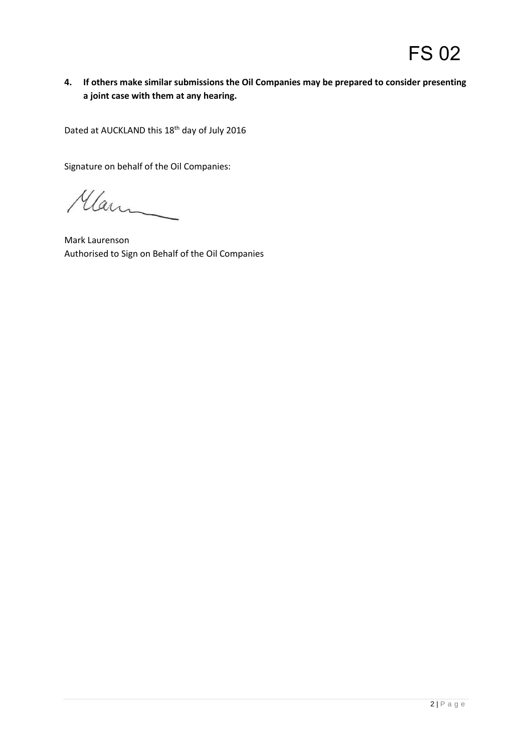FS 02

**4. If others make similar submissions the Oil Companies may be prepared to consider presenting a joint case with them at any hearing.**

Dated at AUCKLAND this 18th day of July 2016

Signature on behalf of the Oil Companies:

Mark Laurenson
Authorised to Sign on Behalf of the Oil Companies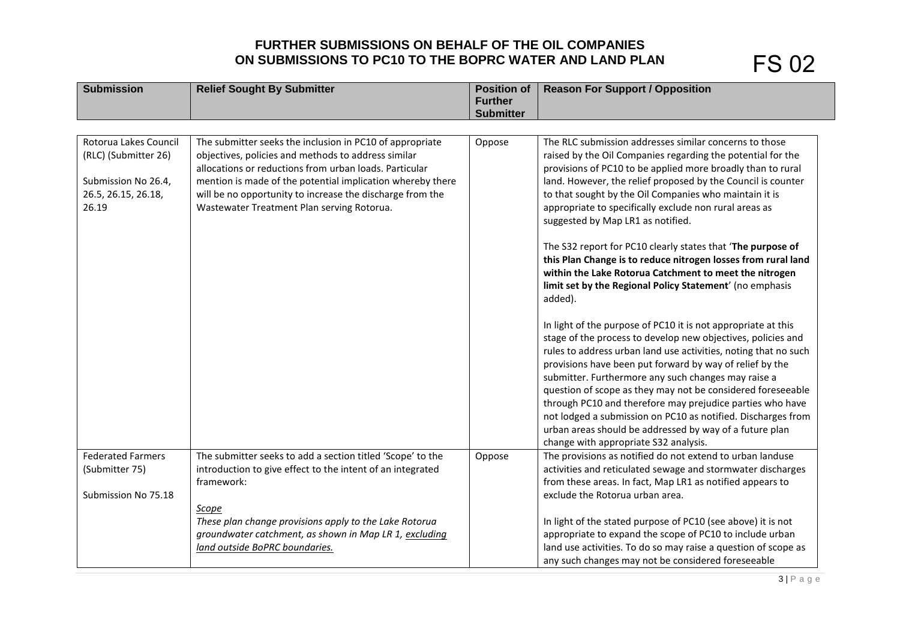# FURTHER SUBMISSIONS ON BEHALF OF THE OIL COMPANIES ON SUBMISSIONS TO PC10 TO THE BOPRC WATER AND LAND PLAN

FS 02

| Submission | Relief Sought By Submitter | Position of Further Submitter | Reason For Support / Opposition |
|---|---|---|---|
| Rotorua Lakes Council (RLC) (Submitter 26)<br><br>Submission No 26.4, 26.5, 26.15, 26.18, 26.19 | The submitter seeks the inclusion in PC10 of appropriate objectives, policies and methods to address similar allocations or reductions from urban loads. Particular mention is made of the potential implication whereby there will be no opportunity to increase the discharge from the Wastewater Treatment Plan serving Rotorua. | Oppose | The RLC submission addresses similar concerns to those raised by the Oil Companies regarding the potential for the provisions of PC10 to be applied more broadly than to rural land. However, the relief proposed by the Council is counter to that sought by the Oil Companies who maintain it is appropriate to specifically exclude non rural areas as suggested by Map LR1 as notified.<br><br>The S32 report for PC10 clearly states that '**The purpose of this Plan Change is to reduce nitrogen losses from rural land within the Lake Rotorua Catchment to meet the nitrogen limit set by the Regional Policy Statement**' (no emphasis added).<br><br>In light of the purpose of PC10 it is not appropriate at this stage of the process to develop new objectives, policies and rules to address urban land use activities, noting that no such provisions have been put forward by way of relief by the submitter. Furthermore any such changes may raise a question of scope as they may not be considered foreseeable through PC10 and therefore may prejudice parties who have not lodged a submission on PC10 as notified. Discharges from urban areas should be addressed by way of a future plan change with appropriate S32 analysis. |
| Federated Farmers (Submitter 75)<br><br>Submission No 75.18 | The submitter seeks to add a section titled 'Scope' to the introduction to give effect to the intent of an integrated framework:<br><br>*<u>Scope</u>*<br>*These plan change provisions apply to the Lake Rotorua groundwater catchment, as shown in Map LR 1, <u>excluding land outside BoPRC boundaries.</u>* | Oppose | The provisions as notified do not extend to urban landuse activities and reticulated sewage and stormwater discharges from these areas. In fact, Map LR1 as notified appears to exclude the Rotorua urban area.<br><br>In light of the stated purpose of PC10 (see above) it is not appropriate to expand the scope of PC10 to include urban land use activities. To do so may raise a question of scope as any such changes may not be considered foreseeable |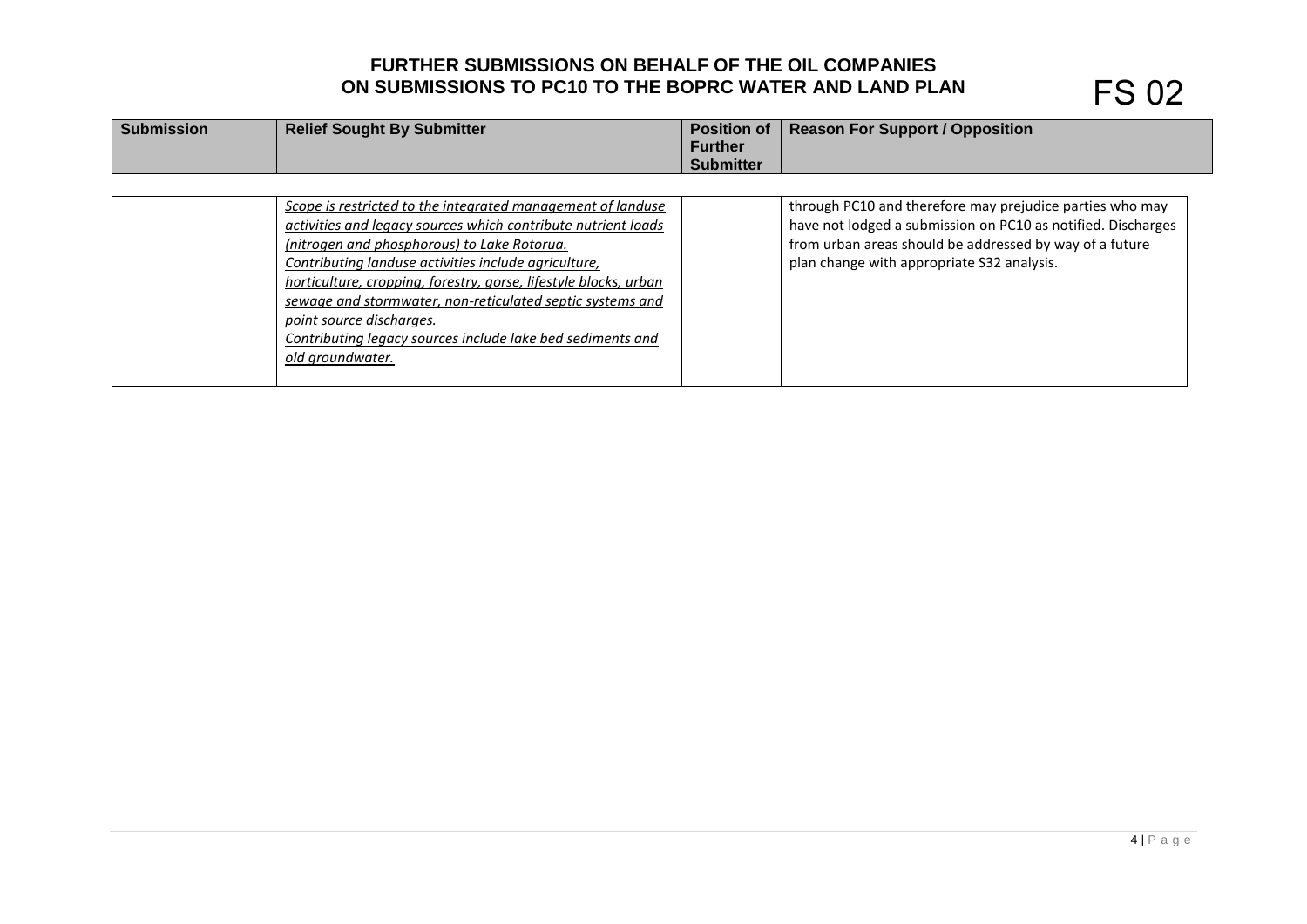# FURTHER SUBMISSIONS ON BEHALF OF THE OIL COMPANIES ON SUBMISSIONS TO PC10 TO THE BOPRC WATER AND LAND PLAN

FS 02

| Submission | Relief Sought By Submitter | Position of Further Submitter | Reason For Support / Opposition |
|---|---|---|---|
| | <u>*Scope is restricted to the integrated management of landuse activities and legacy sources which contribute nutrient loads (nitrogen and phosphorous) to Lake Rotorua.*</u><br><u>*Contributing landuse activities include agriculture, horticulture, cropping, forestry, gorse, lifestyle blocks, urban sewage and stormwater, non-reticulated septic systems and point source discharges.*</u><br><u>*Contributing legacy sources include lake bed sediments and old groundwater.*</u> | | through PC10 and therefore may prejudice parties who may have not lodged a submission on PC10 as notified. Discharges from urban areas should be addressed by way of a future plan change with appropriate S32 analysis. |